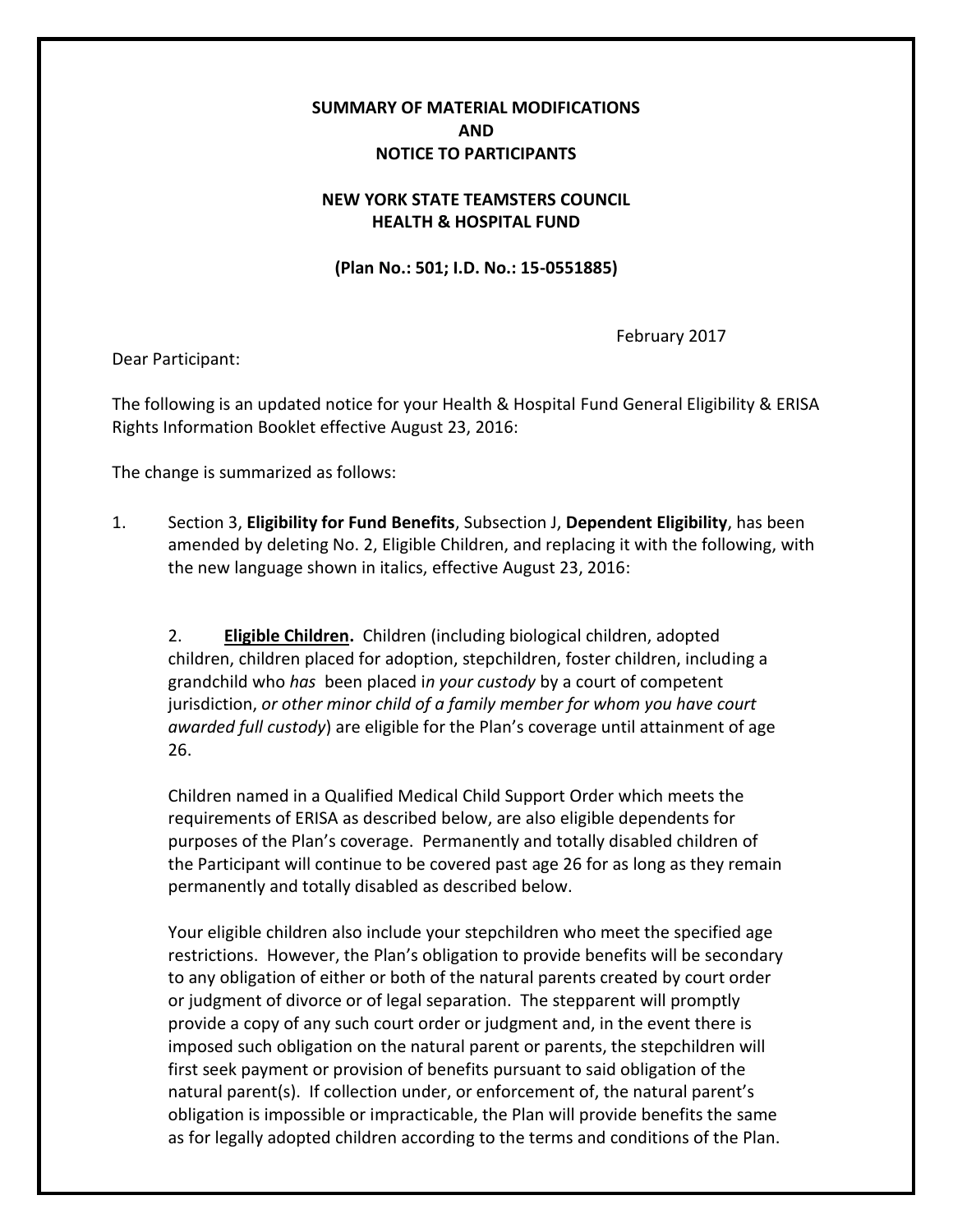**SUMMARY OF MATERIAL MODIFICATIONS**
**AND**
**NOTICE TO PARTICIPANTS**

**NEW YORK STATE TEAMSTERS COUNCIL**
**HEALTH & HOSPITAL FUND**

**(Plan No.: 501; I.D. No.: 15-0551885)**

February 2017

Dear Participant:

The following is an updated notice for your Health & Hospital Fund General Eligibility & ERISA Rights Information Booklet effective August 23, 2016:

The change is summarized as follows:

1. Section 3, **Eligibility for Fund Benefits**, Subsection J, **Dependent Eligibility**, has been amended by deleting No. 2, Eligible Children, and replacing it with the following, with the new language shown in italics, effective August 23, 2016:

   2. **<u>Eligible Children</u>.** Children (including biological children, adopted children, children placed for adoption, stepchildren, foster children, including a grandchild who *has* been placed i*n your custody* by a court of competent jurisdiction, *or other minor child of a family member for whom you have court awarded full custody*) are eligible for the Plan's coverage until attainment of age 26.

   Children named in a Qualified Medical Child Support Order which meets the requirements of ERISA as described below, are also eligible dependents for purposes of the Plan's coverage. Permanently and totally disabled children of the Participant will continue to be covered past age 26 for as long as they remain permanently and totally disabled as described below.

   Your eligible children also include your stepchildren who meet the specified age restrictions. However, the Plan's obligation to provide benefits will be secondary to any obligation of either or both of the natural parents created by court order or judgment of divorce or of legal separation. The stepparent will promptly provide a copy of any such court order or judgment and, in the event there is imposed such obligation on the natural parent or parents, the stepchildren will first seek payment or provision of benefits pursuant to said obligation of the natural parent(s). If collection under, or enforcement of, the natural parent's obligation is impossible or impracticable, the Plan will provide benefits the same as for legally adopted children according to the terms and conditions of the Plan.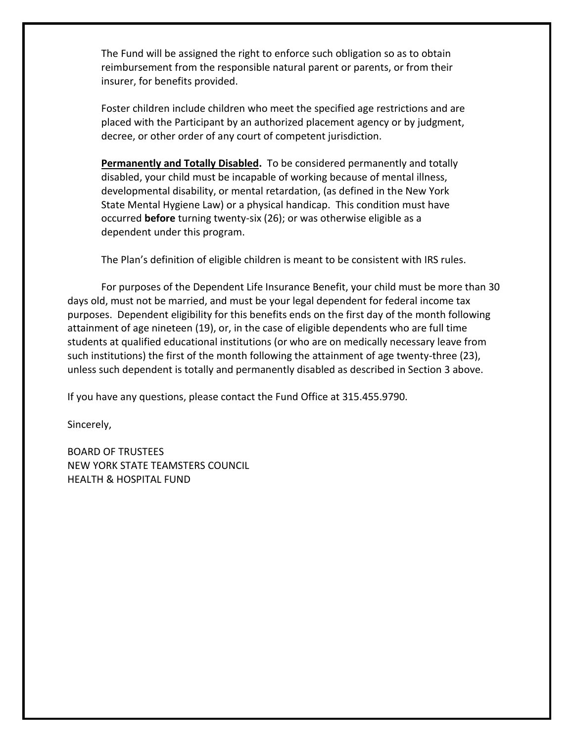The Fund will be assigned the right to enforce such obligation so as to obtain reimbursement from the responsible natural parent or parents, or from their insurer, for benefits provided.

Foster children include children who meet the specified age restrictions and are placed with the Participant by an authorized placement agency or by judgment, decree, or other order of any court of competent jurisdiction.

**Permanently and Totally Disabled.** To be considered permanently and totally disabled, your child must be incapable of working because of mental illness, developmental disability, or mental retardation, (as defined in the New York State Mental Hygiene Law) or a physical handicap. This condition must have occurred **before** turning twenty-six (26); or was otherwise eligible as a dependent under this program.

The Plan's definition of eligible children is meant to be consistent with IRS rules.

For purposes of the Dependent Life Insurance Benefit, your child must be more than 30 days old, must not be married, and must be your legal dependent for federal income tax purposes. Dependent eligibility for this benefits ends on the first day of the month following attainment of age nineteen (19), or, in the case of eligible dependents who are full time students at qualified educational institutions (or who are on medically necessary leave from such institutions) the first of the month following the attainment of age twenty-three (23), unless such dependent is totally and permanently disabled as described in Section 3 above.

If you have any questions, please contact the Fund Office at 315.455.9790.

Sincerely,

BOARD OF TRUSTEES
NEW YORK STATE TEAMSTERS COUNCIL
HEALTH & HOSPITAL FUND